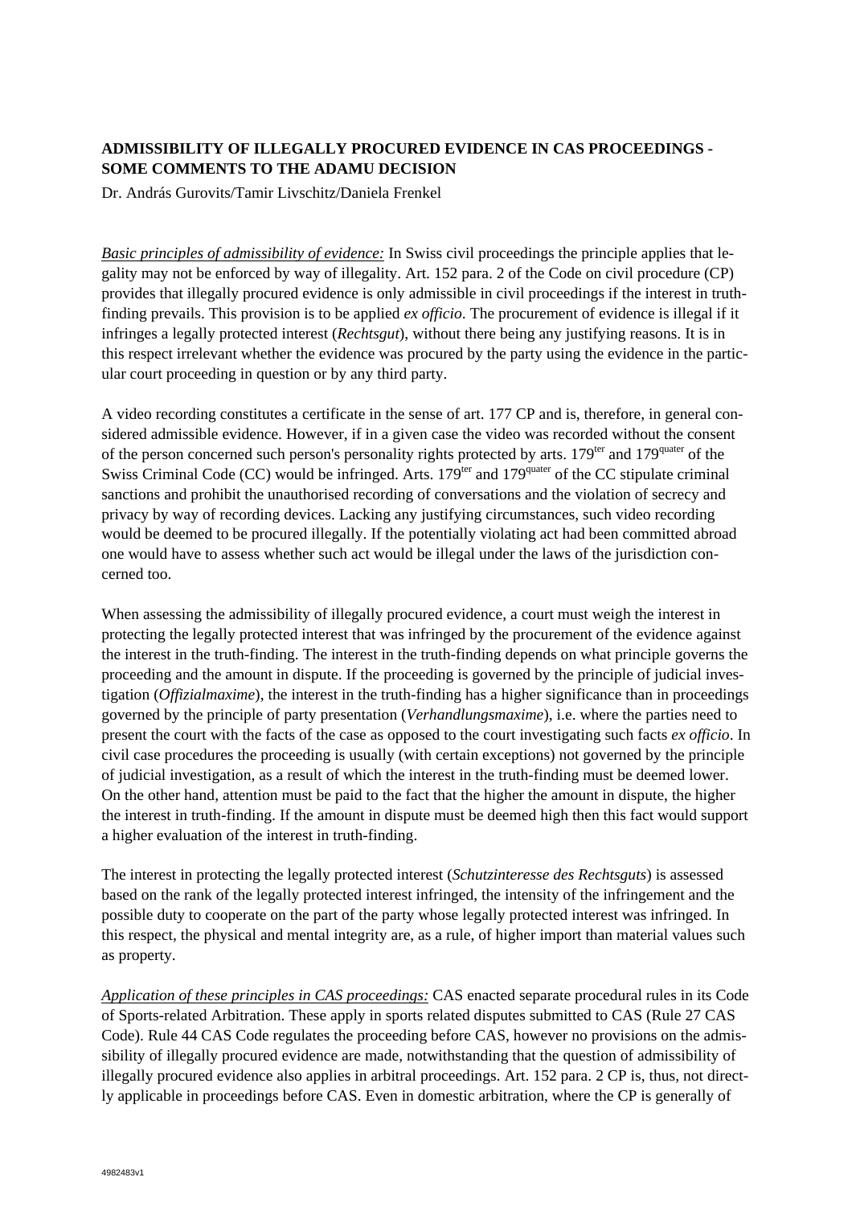**ADMISSIBILITY OF ILLEGALLY PROCURED EVIDENCE IN CAS PROCEEDINGS - SOME COMMENTS TO THE ADAMU DECISION**

Dr. András Gurovits/Tamir Livschitz/Daniela Frenkel

*Basic principles of admissibility of evidence:* In Swiss civil proceedings the principle applies that legality may not be enforced by way of illegality. Art. 152 para. 2 of the Code on civil procedure (CP) provides that illegally procured evidence is only admissible in civil proceedings if the interest in truth-finding prevails. This provision is to be applied *ex officio*. The procurement of evidence is illegal if it infringes a legally protected interest (*Rechtsgut*), without there being any justifying reasons. It is in this respect irrelevant whether the evidence was procured by the party using the evidence in the particular court proceeding in question or by any third party.

A video recording constitutes a certificate in the sense of art. 177 CP and is, therefore, in general considered admissible evidence. However, if in a given case the video was recorded without the consent of the person concerned such person's personality rights protected by arts. 179[ter] and 179[quater] of the Swiss Criminal Code (CC) would be infringed. Arts. 179[ter] and 179[quater] of the CC stipulate criminal sanctions and prohibit the unauthorised recording of conversations and the violation of secrecy and privacy by way of recording devices. Lacking any justifying circumstances, such video recording would be deemed to be procured illegally. If the potentially violating act had been committed abroad one would have to assess whether such act would be illegal under the laws of the jurisdiction concerned too.

When assessing the admissibility of illegally procured evidence, a court must weigh the interest in protecting the legally protected interest that was infringed by the procurement of the evidence against the interest in the truth-finding. The interest in the truth-finding depends on what principle governs the proceeding and the amount in dispute. If the proceeding is governed by the principle of judicial investigation (*Offizialmaxime*), the interest in the truth-finding has a higher significance than in proceedings governed by the principle of party presentation (*Verhandlungsmaxime*), i.e. where the parties need to present the court with the facts of the case as opposed to the court investigating such facts *ex officio*. In civil case procedures the proceeding is usually (with certain exceptions) not governed by the principle of judicial investigation, as a result of which the interest in the truth-finding must be deemed lower. On the other hand, attention must be paid to the fact that the higher the amount in dispute, the higher the interest in truth-finding. If the amount in dispute must be deemed high then this fact would support a higher evaluation of the interest in truth-finding.

The interest in protecting the legally protected interest (*Schutzinteresse des Rechtsguts*) is assessed based on the rank of the legally protected interest infringed, the intensity of the infringement and the possible duty to cooperate on the part of the party whose legally protected interest was infringed. In this respect, the physical and mental integrity are, as a rule, of higher import than material values such as property.

*Application of these principles in CAS proceedings:* CAS enacted separate procedural rules in its Code of Sports-related Arbitration. These apply in sports related disputes submitted to CAS (Rule 27 CAS Code). Rule 44 CAS Code regulates the proceeding before CAS, however no provisions on the admissibility of illegally procured evidence are made, notwithstanding that the question of admissibility of illegally procured evidence also applies in arbitral proceedings. Art. 152 para. 2 CP is, thus, not directly applicable in proceedings before CAS. Even in domestic arbitration, where the CP is generally of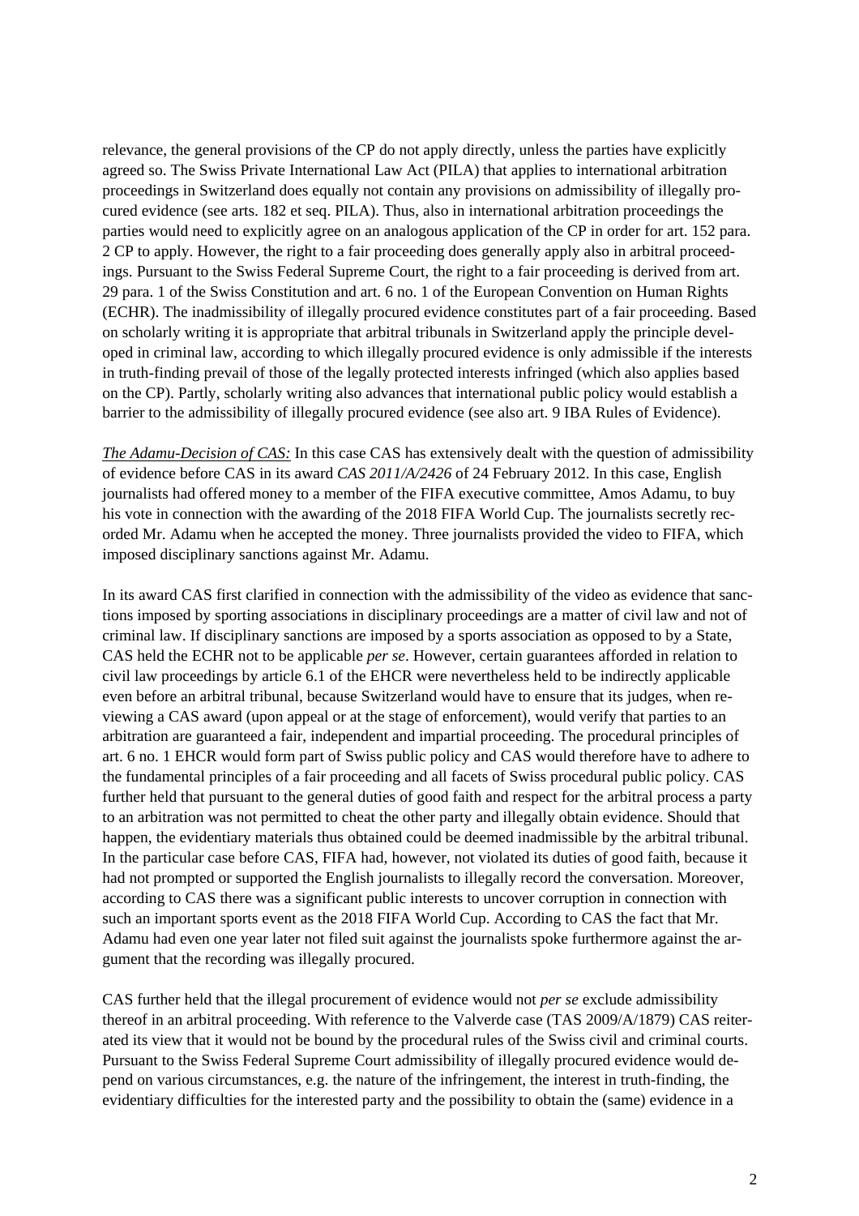relevance, the general provisions of the CP do not apply directly, unless the parties have explicitly agreed so. The Swiss Private International Law Act (PILA) that applies to international arbitration proceedings in Switzerland does equally not contain any provisions on admissibility of illegally procured evidence (see arts. 182 et seq. PILA). Thus, also in international arbitration proceedings the parties would need to explicitly agree on an analogous application of the CP in order for art. 152 para. 2 CP to apply. However, the right to a fair proceeding does generally apply also in arbitral proceedings. Pursuant to the Swiss Federal Supreme Court, the right to a fair proceeding is derived from art. 29 para. 1 of the Swiss Constitution and art. 6 no. 1 of the European Convention on Human Rights (ECHR). The inadmissibility of illegally procured evidence constitutes part of a fair proceeding. Based on scholarly writing it is appropriate that arbitral tribunals in Switzerland apply the principle developed in criminal law, according to which illegally procured evidence is only admissible if the interests in truth-finding prevail of those of the legally protected interests infringed (which also applies based on the CP). Partly, scholarly writing also advances that international public policy would establish a barrier to the admissibility of illegally procured evidence (see also art. 9 IBA Rules of Evidence).

*The Adamu-Decision of CAS:* In this case CAS has extensively dealt with the question of admissibility of evidence before CAS in its award *CAS 2011/A/2426* of 24 February 2012. In this case, English journalists had offered money to a member of the FIFA executive committee, Amos Adamu, to buy his vote in connection with the awarding of the 2018 FIFA World Cup. The journalists secretly recorded Mr. Adamu when he accepted the money. Three journalists provided the video to FIFA, which imposed disciplinary sanctions against Mr. Adamu.

In its award CAS first clarified in connection with the admissibility of the video as evidence that sanctions imposed by sporting associations in disciplinary proceedings are a matter of civil law and not of criminal law. If disciplinary sanctions are imposed by a sports association as opposed to by a State, CAS held the ECHR not to be applicable *per se*. However, certain guarantees afforded in relation to civil law proceedings by article 6.1 of the EHCR were nevertheless held to be indirectly applicable even before an arbitral tribunal, because Switzerland would have to ensure that its judges, when reviewing a CAS award (upon appeal or at the stage of enforcement), would verify that parties to an arbitration are guaranteed a fair, independent and impartial proceeding. The procedural principles of art. 6 no. 1 EHCR would form part of Swiss public policy and CAS would therefore have to adhere to the fundamental principles of a fair proceeding and all facets of Swiss procedural public policy. CAS further held that pursuant to the general duties of good faith and respect for the arbitral process a party to an arbitration was not permitted to cheat the other party and illegally obtain evidence. Should that happen, the evidentiary materials thus obtained could be deemed inadmissible by the arbitral tribunal. In the particular case before CAS, FIFA had, however, not violated its duties of good faith, because it had not prompted or supported the English journalists to illegally record the conversation. Moreover, according to CAS there was a significant public interests to uncover corruption in connection with such an important sports event as the 2018 FIFA World Cup. According to CAS the fact that Mr. Adamu had even one year later not filed suit against the journalists spoke furthermore against the argument that the recording was illegally procured.

CAS further held that the illegal procurement of evidence would not *per se* exclude admissibility thereof in an arbitral proceeding. With reference to the Valverde case (TAS 2009/A/1879) CAS reiterated its view that it would not be bound by the procedural rules of the Swiss civil and criminal courts. Pursuant to the Swiss Federal Supreme Court admissibility of illegally procured evidence would depend on various circumstances, e.g. the nature of the infringement, the interest in truth-finding, the evidentiary difficulties for the interested party and the possibility to obtain the (same) evidence in a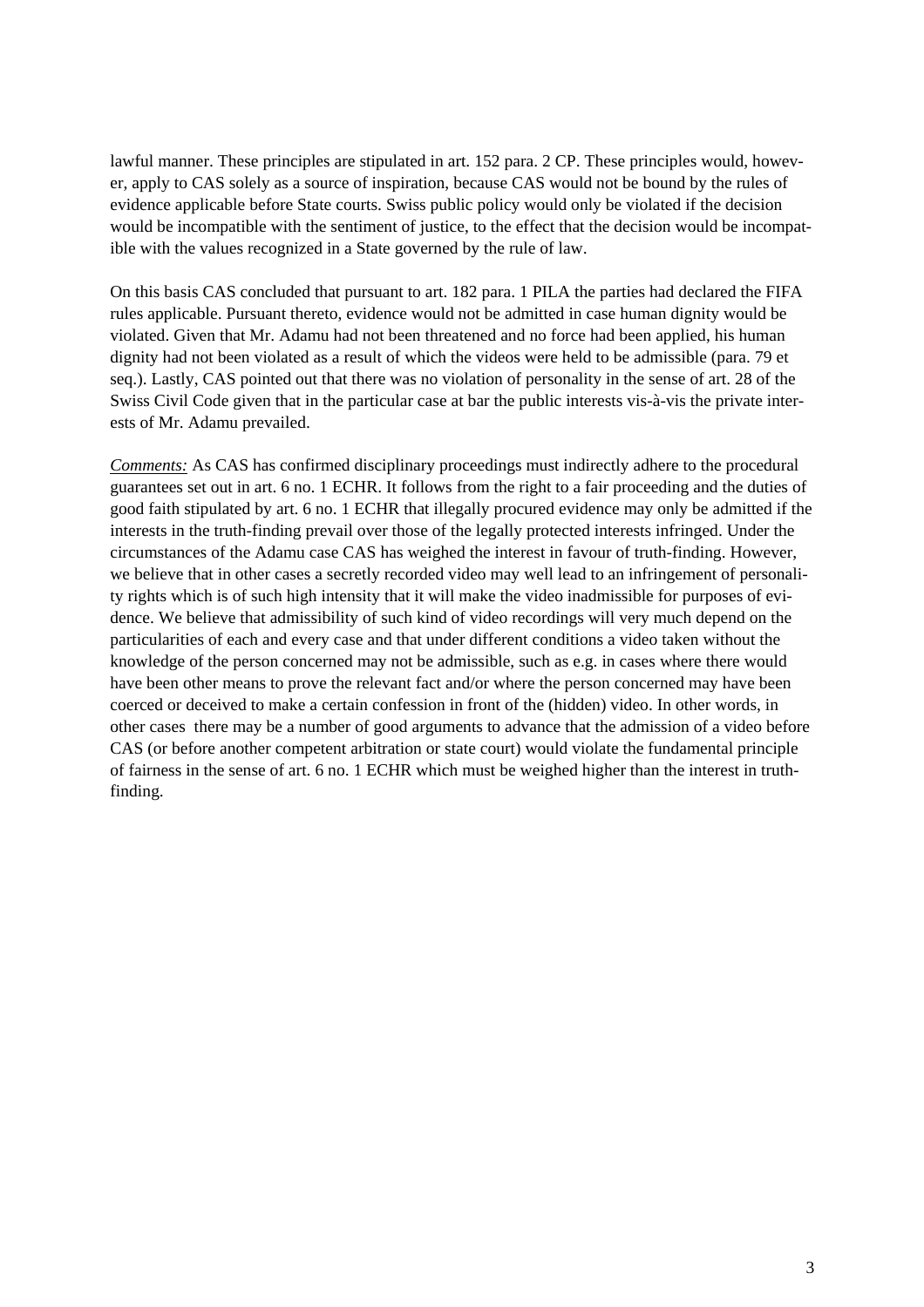lawful manner. These principles are stipulated in art. 152 para. 2 CP. These principles would, however, apply to CAS solely as a source of inspiration, because CAS would not be bound by the rules of evidence applicable before State courts. Swiss public policy would only be violated if the decision would be incompatible with the sentiment of justice, to the effect that the decision would be incompatible with the values recognized in a State governed by the rule of law.

On this basis CAS concluded that pursuant to art. 182 para. 1 PILA the parties had declared the FIFA rules applicable. Pursuant thereto, evidence would not be admitted in case human dignity would be violated. Given that Mr. Adamu had not been threatened and no force had been applied, his human dignity had not been violated as a result of which the videos were held to be admissible (para. 79 et seq.). Lastly, CAS pointed out that there was no violation of personality in the sense of art. 28 of the Swiss Civil Code given that in the particular case at bar the public interests vis-à-vis the private interests of Mr. Adamu prevailed.

*Comments:* As CAS has confirmed disciplinary proceedings must indirectly adhere to the procedural guarantees set out in art. 6 no. 1 ECHR. It follows from the right to a fair proceeding and the duties of good faith stipulated by art. 6 no. 1 ECHR that illegally procured evidence may only be admitted if the interests in the truth-finding prevail over those of the legally protected interests infringed. Under the circumstances of the Adamu case CAS has weighed the interest in favour of truth-finding. However, we believe that in other cases a secretly recorded video may well lead to an infringement of personality rights which is of such high intensity that it will make the video inadmissible for purposes of evidence. We believe that admissibility of such kind of video recordings will very much depend on the particularities of each and every case and that under different conditions a video taken without the knowledge of the person concerned may not be admissible, such as e.g. in cases where there would have been other means to prove the relevant fact and/or where the person concerned may have been coerced or deceived to make a certain confession in front of the (hidden) video. In other words, in other cases there may be a number of good arguments to advance that the admission of a video before CAS (or before another competent arbitration or state court) would violate the fundamental principle of fairness in the sense of art. 6 no. 1 ECHR which must be weighed higher than the interest in truth-finding.